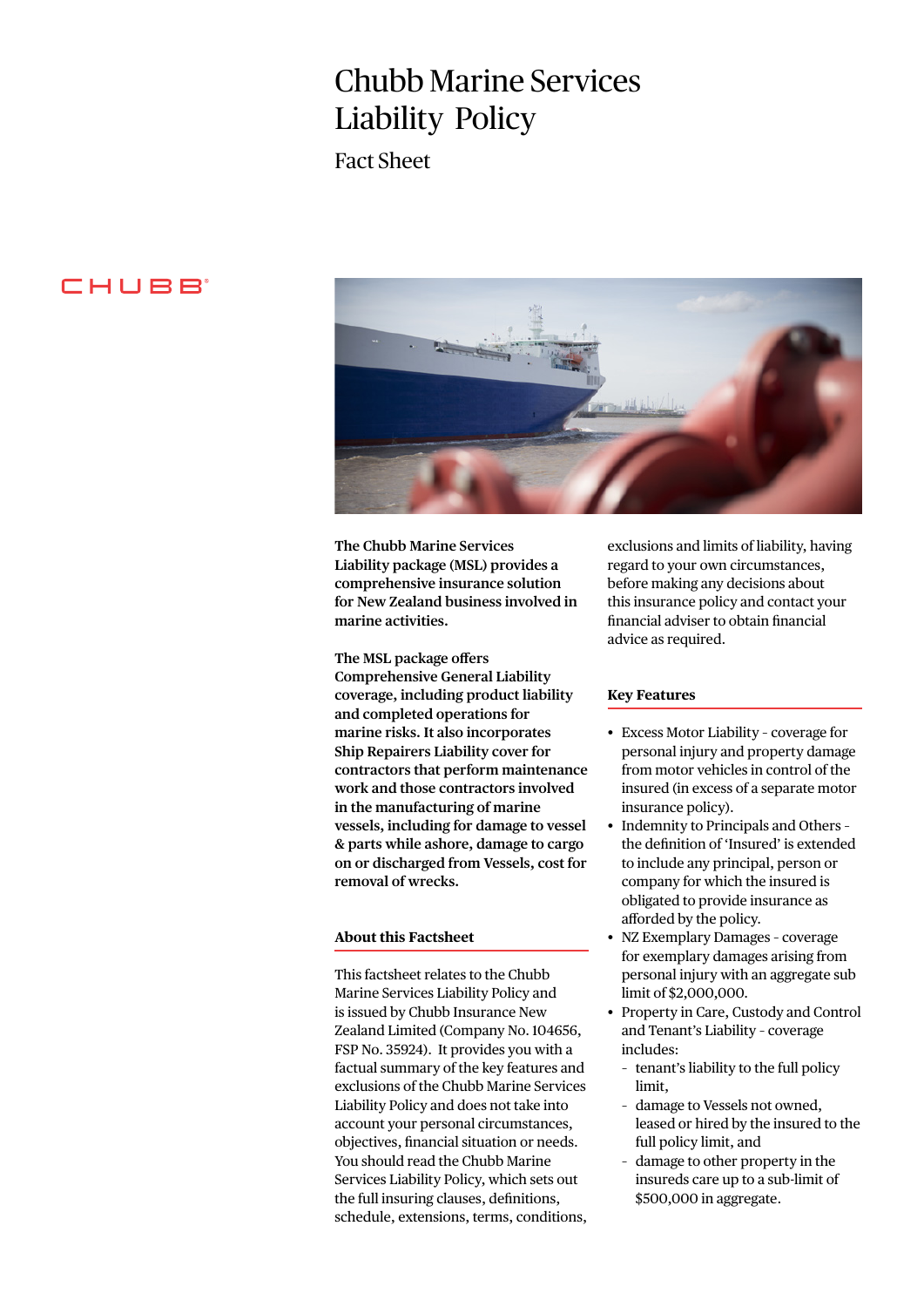# Chubb Marine Services Liability Policy

## Fact Sheet

**The Chubb Marine Services Liability package (MSL) provides a comprehensive insurance solution for New Zealand business involved in marine activities.**

**The MSL package offers Comprehensive General Liability coverage, including product liability and completed operations for marine risks. It also incorporates Ship Repairers Liability cover for contractors that perform maintenance work and those contractors involved in the manufacturing of marine vessels, including for damage to vessel & parts while ashore, damage to cargo on or discharged from Vessels, cost for removal of wrecks.**

### About this Factsheet

This factsheet relates to the Chubb Marine Services Liability Policy and is issued by Chubb Insurance New Zealand Limited (Company No. 104656, FSP No. 35924). It provides you with a factual summary of the key features and exclusions of the Chubb Marine Services Liability Policy and does not take into account your personal circumstances, objectives, financial situation or needs. You should read the Chubb Marine Services Liability Policy, which sets out the full insuring clauses, definitions, schedule, extensions, terms, conditions, exclusions and limits of liability, having regard to your own circumstances, before making any decisions about this insurance policy and contact your financial adviser to obtain financial advice as required.

### Key Features

- Excess Motor Liability - coverage for personal injury and property damage from motor vehicles in control of the insured (in excess of a separate motor insurance policy).
- Indemnity to Principals and Others - the definition of 'Insured' is extended to include any principal, person or company for which the insured is obligated to provide insurance as afforded by the policy.
- NZ Exemplary Damages - coverage for exemplary damages arising from personal injury with an aggregate sub limit of $2,000,000.
- Property in Care, Custody and Control and Tenant's Liability - coverage includes:
  - tenant's liability to the full policy limit,
  - damage to Vessels not owned, leased or hired by the insured to the full policy limit, and
  - damage to other property in the insureds care up to a sub-limit of $500,000 in aggregate.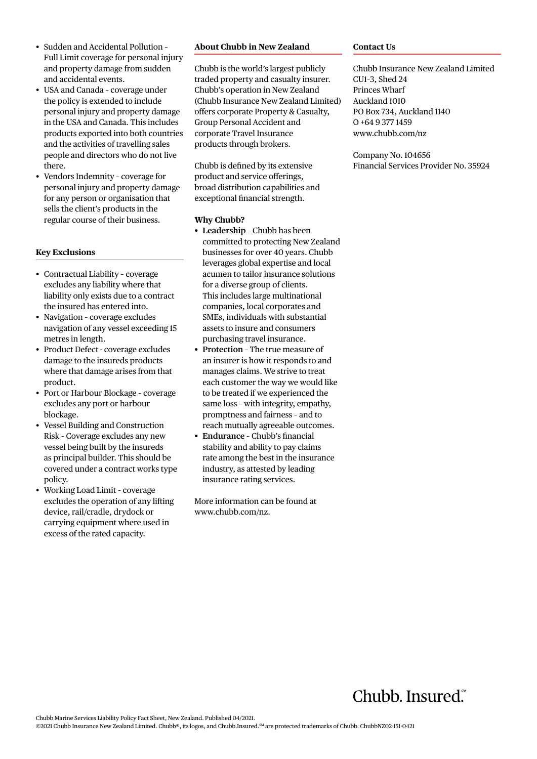- Sudden and Accidental Pollution – Full Limit coverage for personal injury and property damage from sudden and accidental events.
- USA and Canada – coverage under the policy is extended to include personal injury and property damage in the USA and Canada. This includes products exported into both countries and the activities of travelling sales people and directors who do not live there.
- Vendors Indemnity – coverage for personal injury and property damage for any person or organisation that sells the client's products in the regular course of their business.

### Key Exclusions

- Contractual Liability – coverage excludes any liability where that liability only exists due to a contract the insured has entered into.
- Navigation – coverage excludes navigation of any vessel exceeding 15 metres in length.
- Product Defect - coverage excludes damage to the insureds products where that damage arises from that product.
- Port or Harbour Blockage – coverage excludes any port or harbour blockage.
- Vessel Building and Construction Risk – Coverage excludes any new vessel being built by the insureds as principal builder. This should be covered under a contract works type policy.
- Working Load Limit – coverage excludes the operation of any lifting device, rail/cradle, drydock or carrying equipment where used in excess of the rated capacity.

### About Chubb in New Zealand

Chubb is the world's largest publicly traded property and casualty insurer. Chubb's operation in New Zealand (Chubb Insurance New Zealand Limited) offers corporate Property & Casualty, Group Personal Accident and corporate Travel Insurance products through brokers.

Chubb is defined by its extensive product and service offerings, broad distribution capabilities and exceptional financial strength.

**Why Chubb?**

- **Leadership** – Chubb has been committed to protecting New Zealand businesses for over 40 years. Chubb leverages global expertise and local acumen to tailor insurance solutions for a diverse group of clients. This includes large multinational companies, local corporates and SMEs, individuals with substantial assets to insure and consumers purchasing travel insurance.
- **Protection** – The true measure of an insurer is how it responds to and manages claims. We strive to treat each customer the way we would like to be treated if we experienced the same loss – with integrity, empathy, promptness and fairness – and to reach mutually agreeable outcomes.
- **Endurance** – Chubb's financial stability and ability to pay claims rate among the best in the insurance industry, as attested by leading insurance rating services.

More information can be found at www.chubb.com/nz.

### Contact Us

Chubb Insurance New Zealand Limited
CU1-3, Shed 24
Princes Wharf
Auckland 1010
PO Box 734, Auckland 1140
O +64 9 377 1459
www.chubb.com/nz

Company No. 104656
Financial Services Provider No. 35924

Chubb. Insured.℠

Chubb Marine Services Liability Policy Fact Sheet, New Zealand. Published 04/2021.
©2021 Chubb Insurance New Zealand Limited. Chubb®, its logos, and Chubb.Insured.℠ are protected trademarks of Chubb. ChubbNZ02-151-0421